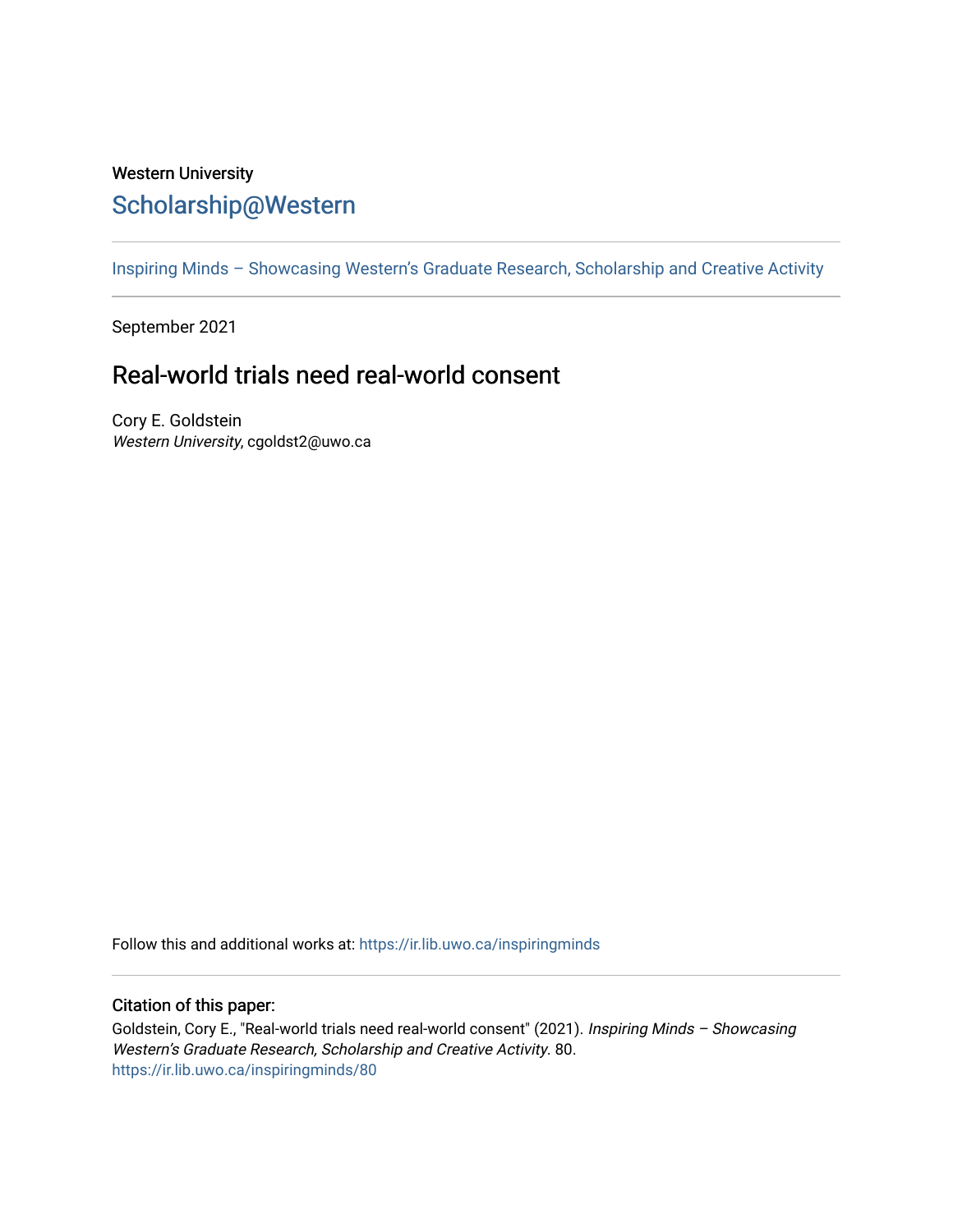Western University

# Scholarship@Western

Inspiring Minds – Showcasing Western's Graduate Research, Scholarship and Creative Activity

September 2021

## Real-world trials need real-world consent

Cory E. Goldstein
*Western University*, cgoldst2@uwo.ca

Follow this and additional works at: https://ir.lib.uwo.ca/inspiringminds

### Citation of this paper:

Goldstein, Cory E., "Real-world trials need real-world consent" (2021). *Inspiring Minds – Showcasing Western's Graduate Research, Scholarship and Creative Activity*. 80.
https://ir.lib.uwo.ca/inspiringminds/80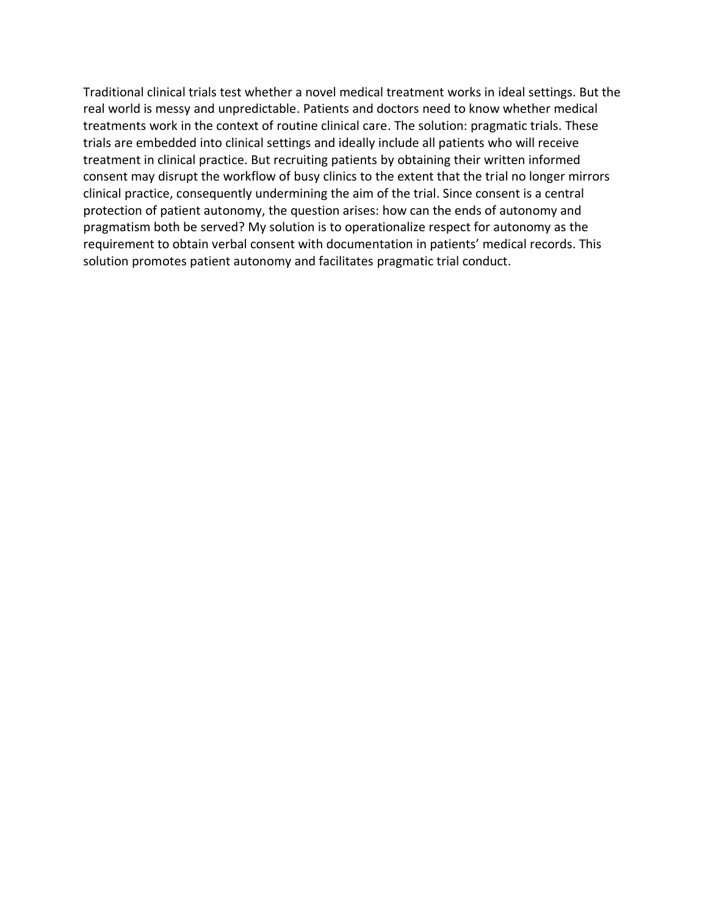Traditional clinical trials test whether a novel medical treatment works in ideal settings. But the real world is messy and unpredictable. Patients and doctors need to know whether medical treatments work in the context of routine clinical care. The solution: pragmatic trials. These trials are embedded into clinical settings and ideally include all patients who will receive treatment in clinical practice. But recruiting patients by obtaining their written informed consent may disrupt the workflow of busy clinics to the extent that the trial no longer mirrors clinical practice, consequently undermining the aim of the trial. Since consent is a central protection of patient autonomy, the question arises: how can the ends of autonomy and pragmatism both be served? My solution is to operationalize respect for autonomy as the requirement to obtain verbal consent with documentation in patients' medical records. This solution promotes patient autonomy and facilitates pragmatic trial conduct.